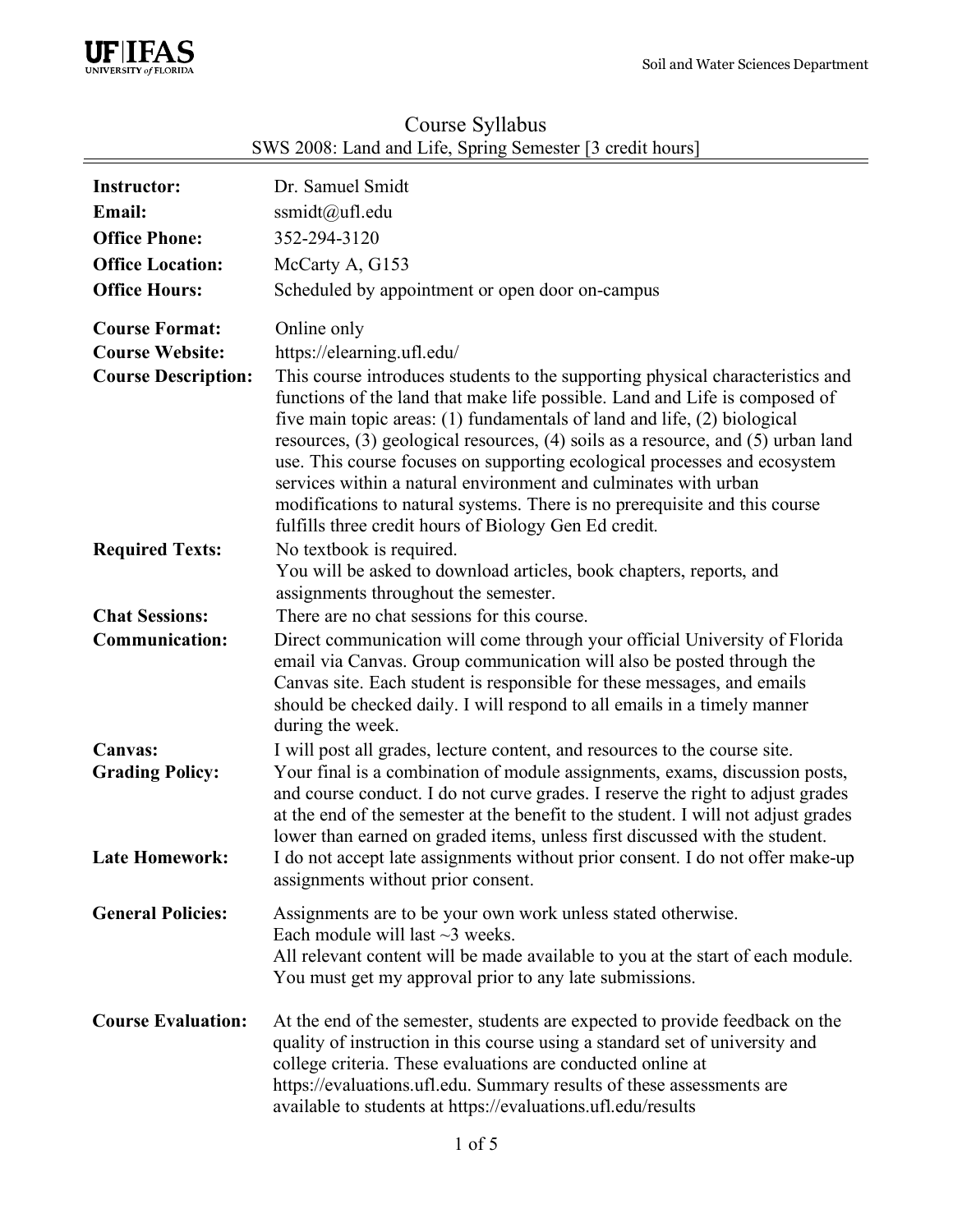UF|IFAS UNIVERSITY of FLORIDA

Soil and Water Sciences Department

# Course Syllabus

## SWS 2008: Land and Life, Spring Semester [3 credit hours]

**Instructor:** Dr. Samuel Smidt

**Email:** ssmidt@ufl.edu

**Office Phone:** 352-294-3120

**Office Location:** McCarty A, G153

**Office Hours:** Scheduled by appointment or open door on-campus

**Course Format:** Online only

**Course Website:** https://elearning.ufl.edu/

**Course Description:** This course introduces students to the supporting physical characteristics and functions of the land that make life possible. Land and Life is composed of five main topic areas: (1) fundamentals of land and life, (2) biological resources, (3) geological resources, (4) soils as a resource, and (5) urban land use. This course focuses on supporting ecological processes and ecosystem services within a natural environment and culminates with urban modifications to natural systems. There is no prerequisite and this course fulfills three credit hours of Biology Gen Ed credit.

**Required Texts:** No textbook is required.
You will be asked to download articles, book chapters, reports, and assignments throughout the semester.

**Chat Sessions:** There are no chat sessions for this course.

**Communication:** Direct communication will come through your official University of Florida email via Canvas. Group communication will also be posted through the Canvas site. Each student is responsible for these messages, and emails should be checked daily. I will respond to all emails in a timely manner during the week.

**Canvas:** I will post all grades, lecture content, and resources to the course site.

**Grading Policy:** Your final is a combination of module assignments, exams, discussion posts, and course conduct. I do not curve grades. I reserve the right to adjust grades at the end of the semester at the benefit to the student. I will not adjust grades lower than earned on graded items, unless first discussed with the student.

**Late Homework:** I do not accept late assignments without prior consent. I do not offer make-up assignments without prior consent.

**General Policies:** Assignments are to be your own work unless stated otherwise.
Each module will last ~3 weeks.
All relevant content will be made available to you at the start of each module.
You must get my approval prior to any late submissions.

**Course Evaluation:** At the end of the semester, students are expected to provide feedback on the quality of instruction in this course using a standard set of university and college criteria. These evaluations are conducted online at https://evaluations.ufl.edu. Summary results of these assessments are available to students at https://evaluations.ufl.edu/results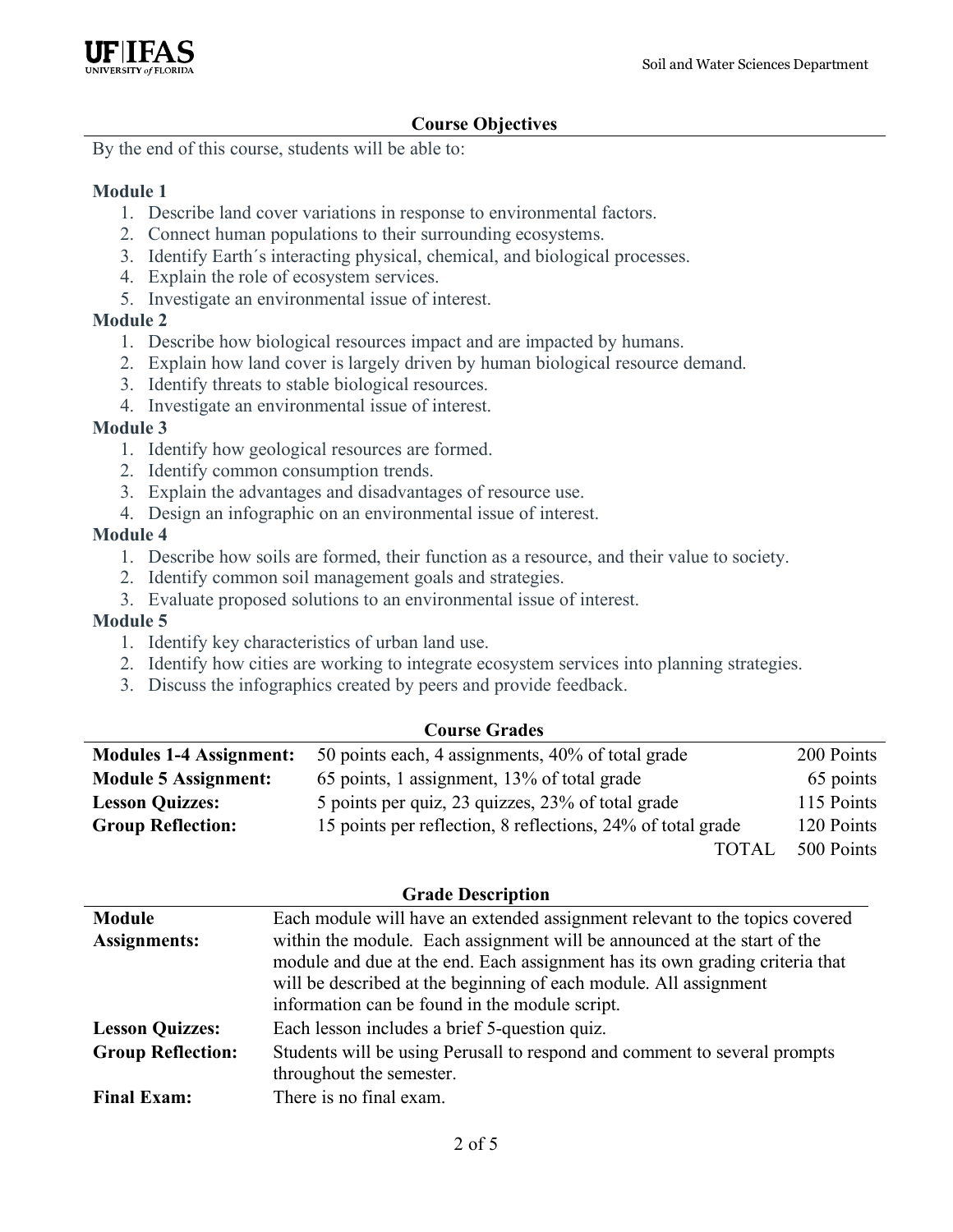## Course Objectives

By the end of this course, students will be able to:

**Module 1**

1. Describe land cover variations in response to environmental factors.
2. Connect human populations to their surrounding ecosystems.
3. Identify Earth´s interacting physical, chemical, and biological processes.
4. Explain the role of ecosystem services.
5. Investigate an environmental issue of interest.

**Module 2**

1. Describe how biological resources impact and are impacted by humans.
2. Explain how land cover is largely driven by human biological resource demand.
3. Identify threats to stable biological resources.
4. Investigate an environmental issue of interest.

**Module 3**

1. Identify how geological resources are formed.
2. Identify common consumption trends.
3. Explain the advantages and disadvantages of resource use.
4. Design an infographic on an environmental issue of interest.

**Module 4**

1. Describe how soils are formed, their function as a resource, and their value to society.
2. Identify common soil management goals and strategies.
3. Evaluate proposed solutions to an environmental issue of interest.

**Module 5**

1. Identify key characteristics of urban land use.
2. Identify how cities are working to integrate ecosystem services into planning strategies.
3. Discuss the infographics created by peers and provide feedback.

## Course Grades

| | | |
|---|---|---|
| **Modules 1-4 Assignment:** | 50 points each, 4 assignments, 40% of total grade | 200 Points |
| **Module 5 Assignment:** | 65 points, 1 assignment, 13% of total grade | 65 points |
| **Lesson Quizzes:** | 5 points per quiz, 23 quizzes, 23% of total grade | 115 Points |
| **Group Reflection:** | 15 points per reflection, 8 reflections, 24% of total grade | 120 Points |
| | TOTAL | 500 Points |

## Grade Description

| | |
|---|---|
| **Module Assignments:** | Each module will have an extended assignment relevant to the topics covered within the module. Each assignment will be announced at the start of the module and due at the end. Each assignment has its own grading criteria that will be described at the beginning of each module. All assignment information can be found in the module script. |
| **Lesson Quizzes:** | Each lesson includes a brief 5-question quiz. |
| **Group Reflection:** | Students will be using Perusall to respond and comment to several prompts throughout the semester. |
| **Final Exam:** | There is no final exam. |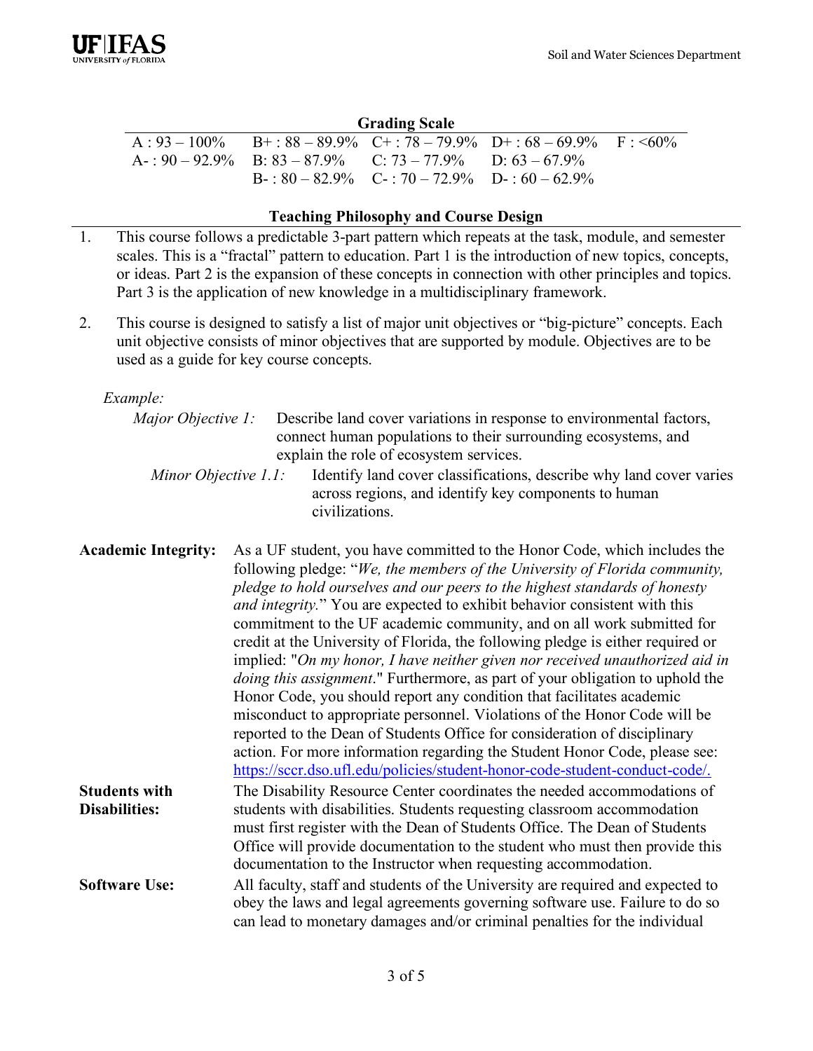## Grading Scale

| | | | | |
|---|---|---|---|---|
| A : 93 – 100% | B+ : 88 – 89.9% | C+ : 78 – 79.9% | D+ : 68 – 69.9% | F : <60% |
| A- : 90 – 92.9% | B: 83 – 87.9% | C: 73 – 77.9% | D: 63 – 67.9% | |
| | B- : 80 – 82.9% | C- : 70 – 72.9% | D- : 60 – 62.9% | |

## Teaching Philosophy and Course Design

1. This course follows a predictable 3-part pattern which repeats at the task, module, and semester scales. This is a "fractal" pattern to education. Part 1 is the introduction of new topics, concepts, or ideas. Part 2 is the expansion of these concepts in connection with other principles and topics. Part 3 is the application of new knowledge in a multidisciplinary framework.

2. This course is designed to satisfy a list of major unit objectives or "big-picture" concepts. Each unit objective consists of minor objectives that are supported by module. Objectives are to be used as a guide for key course concepts.

   *Example:*

   *Major Objective 1:* Describe land cover variations in response to environmental factors, connect human populations to their surrounding ecosystems, and explain the role of ecosystem services.

   *Minor Objective 1.1:* Identify land cover classifications, describe why land cover varies across regions, and identify key components to human civilizations.

**Academic Integrity:** As a UF student, you have committed to the Honor Code, which includes the following pledge: "*We, the members of the University of Florida community, pledge to hold ourselves and our peers to the highest standards of honesty and integrity.*" You are expected to exhibit behavior consistent with this commitment to the UF academic community, and on all work submitted for credit at the University of Florida, the following pledge is either required or implied: "*On my honor, I have neither given nor received unauthorized aid in doing this assignment*." Furthermore, as part of your obligation to uphold the Honor Code, you should report any condition that facilitates academic misconduct to appropriate personnel. Violations of the Honor Code will be reported to the Dean of Students Office for consideration of disciplinary action. For more information regarding the Student Honor Code, please see: https://sccr.dso.ufl.edu/policies/student-honor-code-student-conduct-code/.

**Students with Disabilities:** The Disability Resource Center coordinates the needed accommodations of students with disabilities. Students requesting classroom accommodation must first register with the Dean of Students Office. The Dean of Students Office will provide documentation to the student who must then provide this documentation to the Instructor when requesting accommodation.

**Software Use:** All faculty, staff and students of the University are required and expected to obey the laws and legal agreements governing software use. Failure to do so can lead to monetary damages and/or criminal penalties for the individual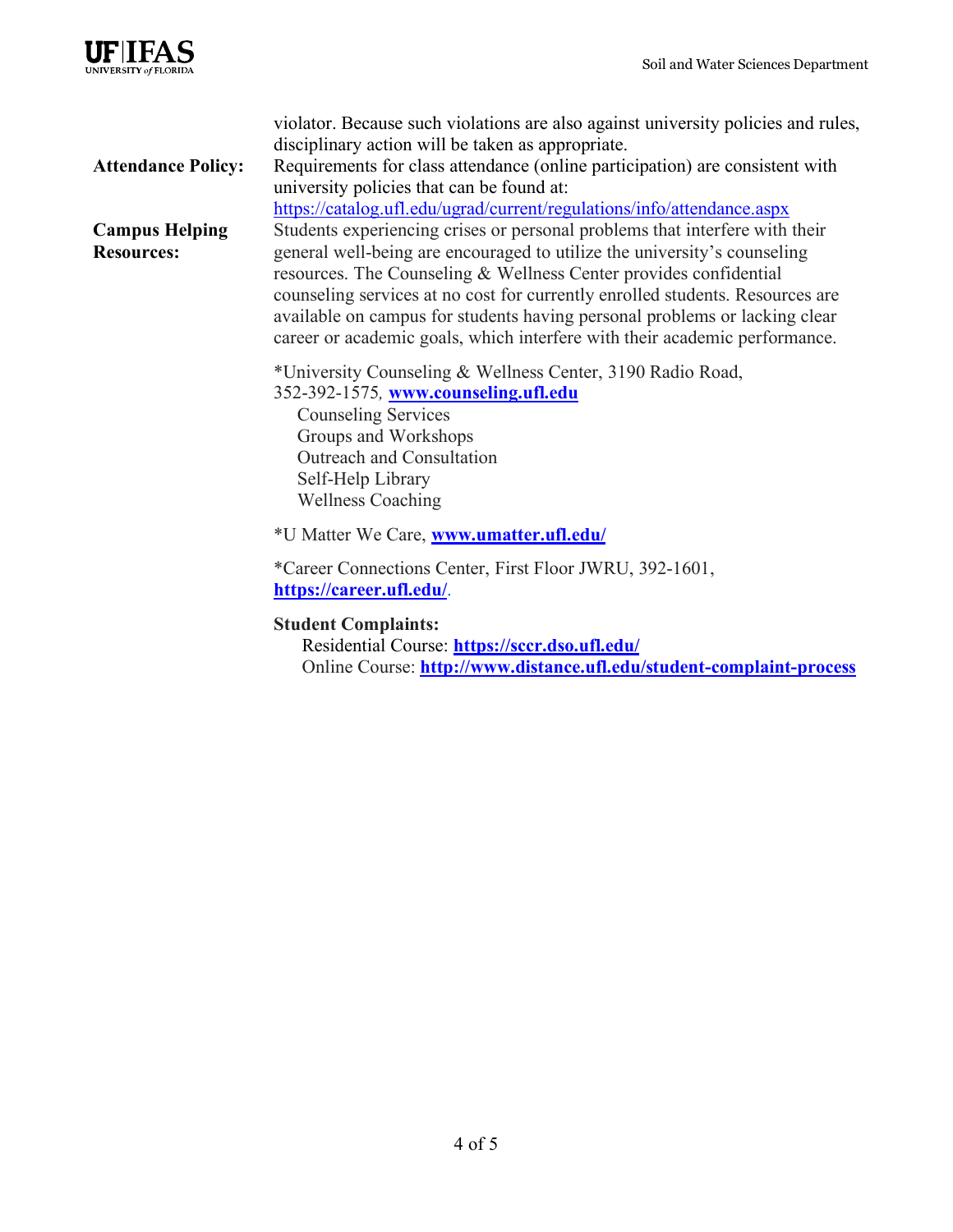violator. Because such violations are also against university policies and rules, disciplinary action will be taken as appropriate.

**Attendance Policy:** Requirements for class attendance (online participation) are consistent with university policies that can be found at: https://catalog.ufl.edu/ugrad/current/regulations/info/attendance.aspx

**Campus Helping Resources:** Students experiencing crises or personal problems that interfere with their general well-being are encouraged to utilize the university's counseling resources. The Counseling & Wellness Center provides confidential counseling services at no cost for currently enrolled students. Resources are available on campus for students having personal problems or lacking clear career or academic goals, which interfere with their academic performance.

*University Counseling & Wellness Center, 3190 Radio Road, 352-392-1575, **www.counseling.ufl.edu**

- Counseling Services
- Groups and Workshops
- Outreach and Consultation
- Self-Help Library
- Wellness Coaching

*U Matter We Care, **www.umatter.ufl.edu/**

*Career Connections Center, First Floor JWRU, 392-1601, **https://career.ufl.edu/**.

**Student Complaints:**

Residential Course: **https://sccr.dso.ufl.edu/**

Online Course: **http://www.distance.ufl.edu/student-complaint-process**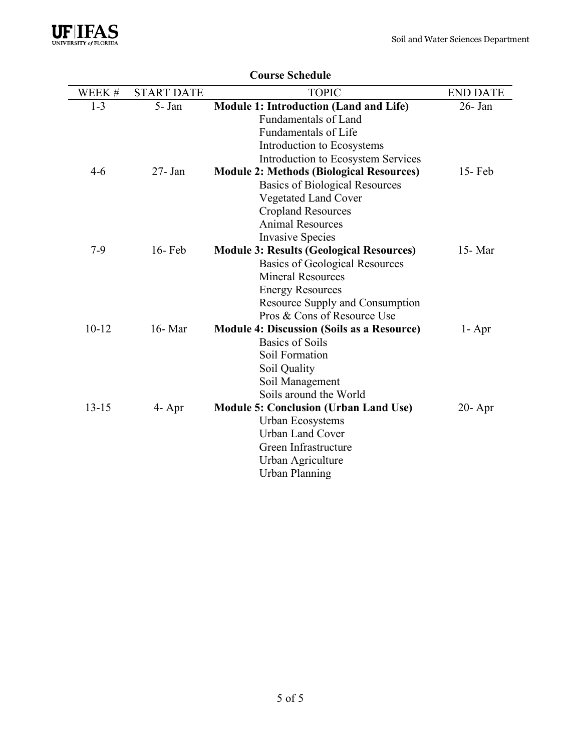**Course Schedule**

| WEEK # | START DATE | TOPIC | END DATE |
|---|---|---|---|
| 1-3 | 5- Jan | **Module 1: Introduction (Land and Life)** | 26- Jan |
| | | Fundamentals of Land | |
| | | Fundamentals of Life | |
| | | Introduction to Ecosystems | |
| | | Introduction to Ecosystem Services | |
| 4-6 | 27- Jan | **Module 2: Methods (Biological Resources)** | 15- Feb |
| | | Basics of Biological Resources | |
| | | Vegetated Land Cover | |
| | | Cropland Resources | |
| | | Animal Resources | |
| | | Invasive Species | |
| 7-9 | 16- Feb | **Module 3: Results (Geological Resources)** | 15- Mar |
| | | Basics of Geological Resources | |
| | | Mineral Resources | |
| | | Energy Resources | |
| | | Resource Supply and Consumption | |
| | | Pros & Cons of Resource Use | |
| 10-12 | 16- Mar | **Module 4: Discussion (Soils as a Resource)** | 1- Apr |
| | | Basics of Soils | |
| | | Soil Formation | |
| | | Soil Quality | |
| | | Soil Management | |
| | | Soils around the World | |
| 13-15 | 4- Apr | **Module 5: Conclusion (Urban Land Use)** | 20- Apr |
| | | Urban Ecosystems | |
| | | Urban Land Cover | |
| | | Green Infrastructure | |
| | | Urban Agriculture | |
| | | Urban Planning | |